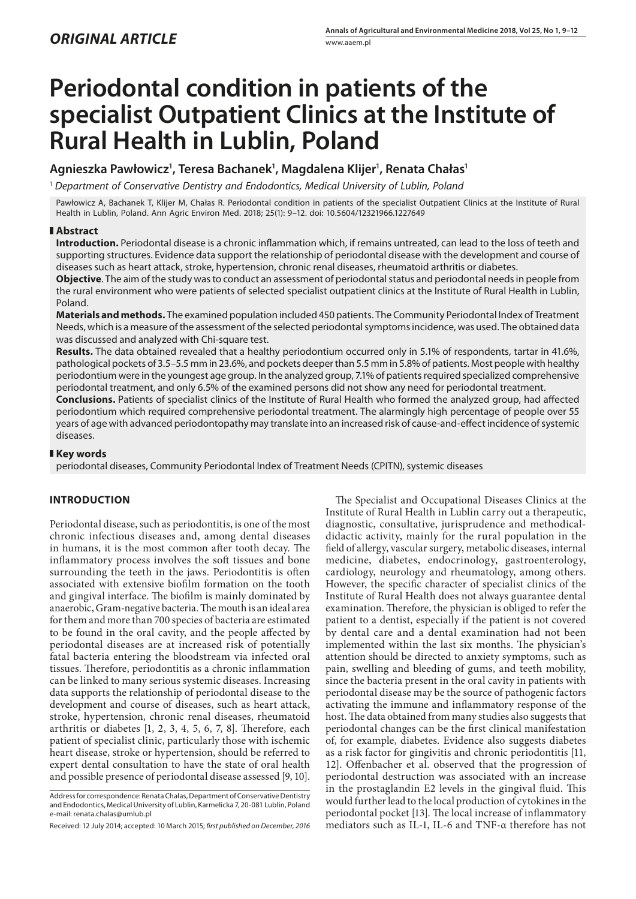*ORIGINAL ARTICLE*

# Periodontal condition in patients of the specialist Outpatient Clinics at the Institute of Rural Health in Lublin, Poland

**Agnieszka Pawłowicz[1], Teresa Bachanek[1], Magdalena Klijer[1], Renata Chałas[1]**

[1] *Department of Conservative Dentistry and Endodontics, Medical University of Lublin, Poland*

Pawłowicz A, Bachanek T, Klijer M, Chałas R. Periodontal condition in patients of the specialist Outpatient Clinics at the Institute of Rural Health in Lublin, Poland. Ann Agric Environ Med. 2018; 25(1): 9–12. doi: 10.5604/12321966.1227649

## Abstract

**Introduction.** Periodontal disease is a chronic inflammation which, if remains untreated, can lead to the loss of teeth and supporting structures. Evidence data support the relationship of periodontal disease with the development and course of diseases such as heart attack, stroke, hypertension, chronic renal diseases, rheumatoid arthritis or diabetes.

**Objective**. The aim of the study was to conduct an assessment of periodontal status and periodontal needs in people from the rural environment who were patients of selected specialist outpatient clinics at the Institute of Rural Health in Lublin, Poland.

**Materials and methods.** The examined population included 450 patients. The Community Periodontal Index of Treatment Needs, which is a measure of the assessment of the selected periodontal symptoms incidence, was used. The obtained data was discussed and analyzed with Chi-square test.

**Results.** The data obtained revealed that a healthy periodontium occurred only in 5.1% of respondents, tartar in 41.6%, pathological pockets of 3.5–5.5 mm in 23.6%, and pockets deeper than 5.5 mm in 5.8% of patients. Most people with healthy periodontium were in the youngest age group. In the analyzed group, 7.1% of patients required specialized comprehensive periodontal treatment, and only 6.5% of the examined persons did not show any need for periodontal treatment.

**Conclusions.** Patients of specialist clinics of the Institute of Rural Health who formed the analyzed group, had affected periodontium which required comprehensive periodontal treatment. The alarmingly high percentage of people over 55 years of age with advanced periodontopathy may translate into an increased risk of cause-and-effect incidence of systemic diseases.

## Key words

periodontal diseases, Community Periodontal Index of Treatment Needs (CPITN), systemic diseases

## INTRODUCTION

Periodontal disease, such as periodontitis, is one of the most chronic infectious diseases and, among dental diseases in humans, it is the most common after tooth decay. The inflammatory process involves the soft tissues and bone surrounding the teeth in the jaws. Periodontitis is often associated with extensive biofilm formation on the tooth and gingival interface. The biofilm is mainly dominated by anaerobic, Gram-negative bacteria. The mouth is an ideal area for them and more than 700 species of bacteria are estimated to be found in the oral cavity, and the people affected by periodontal diseases are at increased risk of potentially fatal bacteria entering the bloodstream via infected oral tissues. Therefore, periodontitis as a chronic inflammation can be linked to many serious systemic diseases. Increasing data supports the relationship of periodontal disease to the development and course of diseases, such as heart attack, stroke, hypertension, chronic renal diseases, rheumatoid arthritis or diabetes [1, 2, 3, 4, 5, 6, 7, 8]. Therefore, each patient of specialist clinic, particularly those with ischemic heart disease, stroke or hypertension, should be referred to expert dental consultation to have the state of oral health and possible presence of periodontal disease assessed [9, 10].

The Specialist and Occupational Diseases Clinics at the Institute of Rural Health in Lublin carry out a therapeutic, diagnostic, consultative, jurisprudence and methodical-didactic activity, mainly for the rural population in the field of allergy, vascular surgery, metabolic diseases, internal medicine, diabetes, endocrinology, gastroenterology, cardiology, neurology and rheumatology, among others. However, the specific character of specialist clinics of the Institute of Rural Health does not always guarantee dental examination. Therefore, the physician is obliged to refer the patient to a dentist, especially if the patient is not covered by dental care and a dental examination had not been implemented within the last six months. The physician's attention should be directed to anxiety symptoms, such as pain, swelling and bleeding of gums, and teeth mobility, since the bacteria present in the oral cavity in patients with periodontal disease may be the source of pathogenic factors activating the immune and inflammatory response of the host. The data obtained from many studies also suggests that periodontal changes can be the first clinical manifestation of, for example, diabetes. Evidence also suggests diabetes as a risk factor for gingivitis and chronic periodontitis [11, 12]. Offenbacher et al. observed that the progression of periodontal destruction was associated with an increase in the prostaglandin E2 levels in the gingival fluid. This would further lead to the local production of cytokines in the periodontal pocket [13]. The local increase of inflammatory mediators such as IL-1, IL-6 and TNF-α therefore has not

Address for correspondence: Renata Chałas, Department of Conservative Dentistry and Endodontics, Medical University of Lublin, Karmelicka 7, 20-081 Lublin, Poland
e-mail: renata.chalas@umlub.pl

Received: 12 July 2014; accepted: 10 March 2015; *first published on December, 2016*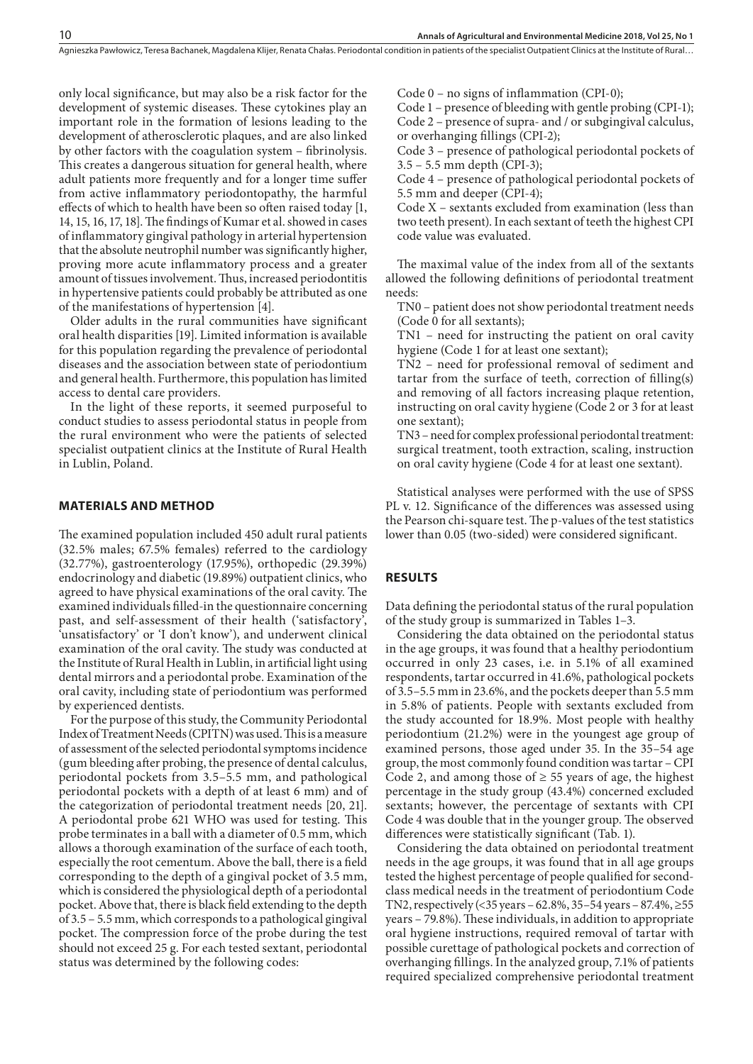only local significance, but may also be a risk factor for the development of systemic diseases. These cytokines play an important role in the formation of lesions leading to the development of atherosclerotic plaques, and are also linked by other factors with the coagulation system – fibrinolysis. This creates a dangerous situation for general health, where adult patients more frequently and for a longer time suffer from active inflammatory periodontopathy, the harmful effects of which to health have been so often raised today [1, 14, 15, 16, 17, 18]. The findings of Kumar et al. showed in cases of inflammatory gingival pathology in arterial hypertension that the absolute neutrophil number was significantly higher, proving more acute inflammatory process and a greater amount of tissues involvement. Thus, increased periodontitis in hypertensive patients could probably be attributed as one of the manifestations of hypertension [4].

Older adults in the rural communities have significant oral health disparities [19]. Limited information is available for this population regarding the prevalence of periodontal diseases and the association between state of periodontium and general health. Furthermore, this population has limited access to dental care providers.

In the light of these reports, it seemed purposeful to conduct studies to assess periodontal status in people from the rural environment who were the patients of selected specialist outpatient clinics at the Institute of Rural Health in Lublin, Poland.

## MATERIALS AND METHOD

The examined population included 450 adult rural patients (32.5% males; 67.5% females) referred to the cardiology (32.77%), gastroenterology (17.95%), orthopedic (29.39%) endocrinology and diabetic (19.89%) outpatient clinics, who agreed to have physical examinations of the oral cavity. The examined individuals filled-in the questionnaire concerning past, and self-assessment of their health ('satisfactory', 'unsatisfactory' or 'I don't know'), and underwent clinical examination of the oral cavity. The study was conducted at the Institute of Rural Health in Lublin, in artificial light using dental mirrors and a periodontal probe. Examination of the oral cavity, including state of periodontium was performed by experienced dentists.

For the purpose of this study, the Community Periodontal Index of Treatment Needs (CPITN) was used. This is a measure of assessment of the selected periodontal symptoms incidence (gum bleeding after probing, the presence of dental calculus, periodontal pockets from 3.5–5.5 mm, and pathological periodontal pockets with a depth of at least 6 mm) and of the categorization of periodontal treatment needs [20, 21]. A periodontal probe 621 WHO was used for testing. This probe terminates in a ball with a diameter of 0.5 mm, which allows a thorough examination of the surface of each tooth, especially the root cementum. Above the ball, there is a field corresponding to the depth of a gingival pocket of 3.5 mm, which is considered the physiological depth of a periodontal pocket. Above that, there is black field extending to the depth of 3.5 – 5.5 mm, which corresponds to a pathological gingival pocket. The compression force of the probe during the test should not exceed 25 g. For each tested sextant, periodontal status was determined by the following codes:

Code 0 – no signs of inflammation (CPI-0);
Code 1 – presence of bleeding with gentle probing (CPI-1);
Code 2 – presence of supra- and / or subgingival calculus, or overhanging fillings (CPI-2);
Code 3 – presence of pathological periodontal pockets of 3.5 – 5.5 mm depth (CPI-3);
Code 4 – presence of pathological periodontal pockets of 5.5 mm and deeper (CPI-4);
Code X – sextants excluded from examination (less than two teeth present). In each sextant of teeth the highest CPI code value was evaluated.

The maximal value of the index from all of the sextants allowed the following definitions of periodontal treatment needs:

TN0 – patient does not show periodontal treatment needs (Code 0 for all sextants);
TN1 – need for instructing the patient on oral cavity hygiene (Code 1 for at least one sextant);
TN2 – need for professional removal of sediment and tartar from the surface of teeth, correction of filling(s) and removing of all factors increasing plaque retention, instructing on oral cavity hygiene (Code 2 or 3 for at least one sextant);
TN3 – need for complex professional periodontal treatment: surgical treatment, tooth extraction, scaling, instruction on oral cavity hygiene (Code 4 for at least one sextant).

Statistical analyses were performed with the use of SPSS PL v. 12. Significance of the differences was assessed using the Pearson chi-square test. The p-values of the test statistics lower than 0.05 (two-sided) were considered significant.

## RESULTS

Data defining the periodontal status of the rural population of the study group is summarized in Tables 1–3.

Considering the data obtained on the periodontal status in the age groups, it was found that a healthy periodontium occurred in only 23 cases, i.e. in 5.1% of all examined respondents, tartar occurred in 41.6%, pathological pockets of 3.5–5.5 mm in 23.6%, and the pockets deeper than 5.5 mm in 5.8% of patients. People with sextants excluded from the study accounted for 18.9%. Most people with healthy periodontium (21.2%) were in the youngest age group of examined persons, those aged under 35. In the 35–54 age group, the most commonly found condition was tartar – CPI Code 2, and among those of ≥ 55 years of age, the highest percentage in the study group (43.4%) concerned excluded sextants; however, the percentage of sextants with CPI Code 4 was double that in the younger group. The observed differences were statistically significant (Tab. 1).

Considering the data obtained on periodontal treatment needs in the age groups, it was found that in all age groups tested the highest percentage of people qualified for second-class medical needs in the treatment of periodontium Code TN2, respectively (<35 years – 62.8%, 35–54 years – 87.4%, ≥55 years – 79.8%). These individuals, in addition to appropriate oral hygiene instructions, required removal of tartar with possible curettage of pathological pockets and correction of overhanging fillings. In the analyzed group, 7.1% of patients required specialized comprehensive periodontal treatment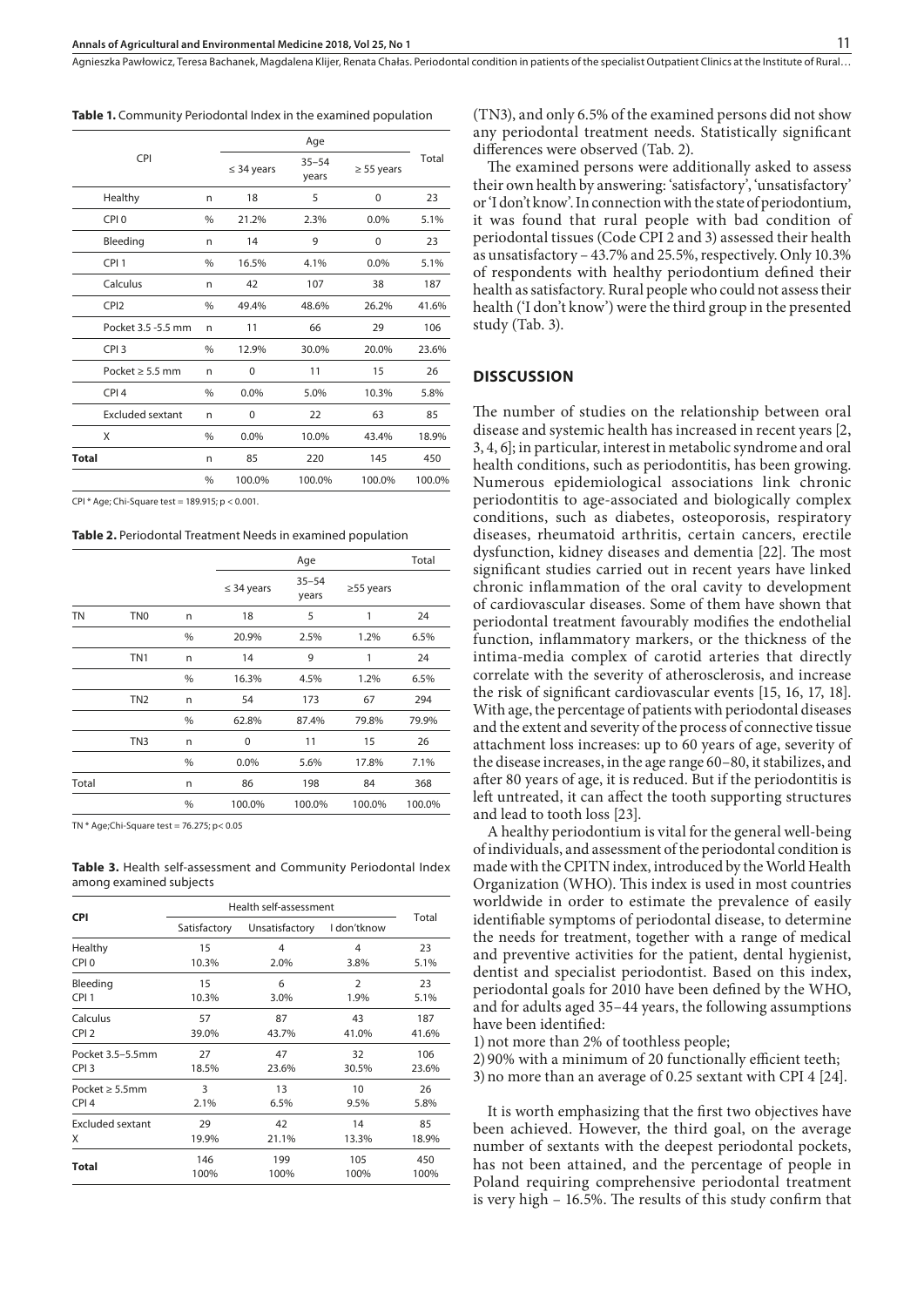**Table 1.** Community Periodontal Index in the examined population

| CPI | | | Age | | Total |
|---|---|---|---|---|---|
| | | ≤ 34 years | 35–54 years | ≥ 55 years | |
| Healthy | n | 18 | 5 | 0 | 23 |
| CPI 0 | % | 21.2% | 2.3% | 0.0% | 5.1% |
| Bleeding | n | 14 | 9 | 0 | 23 |
| CPI 1 | % | 16.5% | 4.1% | 0.0% | 5.1% |
| Calculus | n | 42 | 107 | 38 | 187 |
| CPI2 | % | 49.4% | 48.6% | 26.2% | 41.6% |
| Pocket 3.5 -5.5 mm | n | 11 | 66 | 29 | 106 |
| CPI 3 | % | 12.9% | 30.0% | 20.0% | 23.6% |
| Pocket ≥ 5.5 mm | n | 0 | 11 | 15 | 26 |
| CPI 4 | % | 0.0% | 5.0% | 10.3% | 5.8% |
| Excluded sextant | n | 0 | 22 | 63 | 85 |
| X | % | 0.0% | 10.0% | 43.4% | 18.9% |
| **Total** | n | 85 | 220 | 145 | 450 |
| | % | 100.0% | 100.0% | 100.0% | 100.0% |

CPI * Age; Chi-Square test = 189.915; $p < 0.001$.

**Table 2.** Periodontal Treatment Needs in examined population

| | | | Age | | | Total |
|---|---|---|---|---|---|---|
| | | | ≤ 34 years | 35–54 years | ≥55 years | |
| TN | TN0 | n | 18 | 5 | 1 | 24 |
| | | % | 20.9% | 2.5% | 1.2% | 6.5% |
| | TN1 | n | 14 | 9 | 1 | 24 |
| | | % | 16.3% | 4.5% | 1.2% | 6.5% |
| | TN2 | n | 54 | 173 | 67 | 294 |
| | | % | 62.8% | 87.4% | 79.8% | 79.9% |
| | TN3 | n | 0 | 11 | 15 | 26 |
| | | % | 0.0% | 5.6% | 17.8% | 7.1% |
| Total | | n | 86 | 198 | 84 | 368 |
| | | % | 100.0% | 100.0% | 100.0% | 100.0% |

TN * Age;Chi-Square test = 76.275; $p< 0.05$

**Table 3.** Health self-assessment and Community Periodontal Index among examined subjects

| CPI | Health self-assessment | | | Total |
|---|---|---|---|---|
| | Satisfactory | Unsatisfactory | I don'tknow | |
| Healthy<br>CPI 0 | 15<br>10.3% | 4<br>2.0% | 4<br>3.8% | 23<br>5.1% |
| Bleeding<br>CPI 1 | 15<br>10.3% | 6<br>3.0% | 2<br>1.9% | 23<br>5.1% |
| Calculus<br>CPI 2 | 57<br>39.0% | 87<br>43.7% | 43<br>41.0% | 187<br>41.6% |
| Pocket 3.5–5.5mm<br>CPI 3 | 27<br>18.5% | 47<br>23.6% | 32<br>30.5% | 106<br>23.6% |
| Pocket ≥ 5.5mm<br>CPI 4 | 3<br>2.1% | 13<br>6.5% | 10<br>9.5% | 26<br>5.8% |
| Excluded sextant<br>X | 29<br>19.9% | 42<br>21.1% | 14<br>13.3% | 85<br>18.9% |
| **Total** | 146<br>100% | 199<br>100% | 105<br>100% | 450<br>100% |

(TN3), and only 6.5% of the examined persons did not show any periodontal treatment needs. Statistically significant differences were observed (Tab. 2).

The examined persons were additionally asked to assess their own health by answering: 'satisfactory', 'unsatisfactory' or 'I don't know'. In connection with the state of periodontium, it was found that rural people with bad condition of periodontal tissues (Code CPI 2 and 3) assessed their health as unsatisfactory – 43.7% and 25.5%, respectively. Only 10.3% of respondents with healthy periodontium defined their health as satisfactory. Rural people who could not assess their health ('I don't know') were the third group in the presented study (Tab. 3).

## DISSCUSSION

The number of studies on the relationship between oral disease and systemic health has increased in recent years [2, 3, 4, 6]; in particular, interest in metabolic syndrome and oral health conditions, such as periodontitis, has been growing. Numerous epidemiological associations link chronic periodontitis to age-associated and biologically complex conditions, such as diabetes, osteoporosis, respiratory diseases, rheumatoid arthritis, certain cancers, erectile dysfunction, kidney diseases and dementia [22]. The most significant studies carried out in recent years have linked chronic inflammation of the oral cavity to development of cardiovascular diseases. Some of them have shown that periodontal treatment favourably modifies the endothelial function, inflammatory markers, or the thickness of the intima-media complex of carotid arteries that directly correlate with the severity of atherosclerosis, and increase the risk of significant cardiovascular events [15, 16, 17, 18]. With age, the percentage of patients with periodontal diseases and the extent and severity of the process of connective tissue attachment loss increases: up to 60 years of age, severity of the disease increases, in the age range 60–80, it stabilizes, and after 80 years of age, it is reduced. But if the periodontitis is left untreated, it can affect the tooth supporting structures and lead to tooth loss [23].

A healthy periodontium is vital for the general well-being of individuals, and assessment of the periodontal condition is made with the CPITN index, introduced by the World Health Organization (WHO). This index is used in most countries worldwide in order to estimate the prevalence of easily identifiable symptoms of periodontal disease, to determine the needs for treatment, together with a range of medical and preventive activities for the patient, dental hygienist, dentist and specialist periodontist. Based on this index, periodontal goals for 2010 have been defined by the WHO, and for adults aged 35–44 years, the following assumptions have been identified:

1) not more than 2% of toothless people;
2) 90% with a minimum of 20 functionally efficient teeth;
3) no more than an average of 0.25 sextant with CPI 4 [24].

It is worth emphasizing that the first two objectives have been achieved. However, the third goal, on the average number of sextants with the deepest periodontal pockets, has not been attained, and the percentage of people in Poland requiring comprehensive periodontal treatment is very high – 16.5%. The results of this study confirm that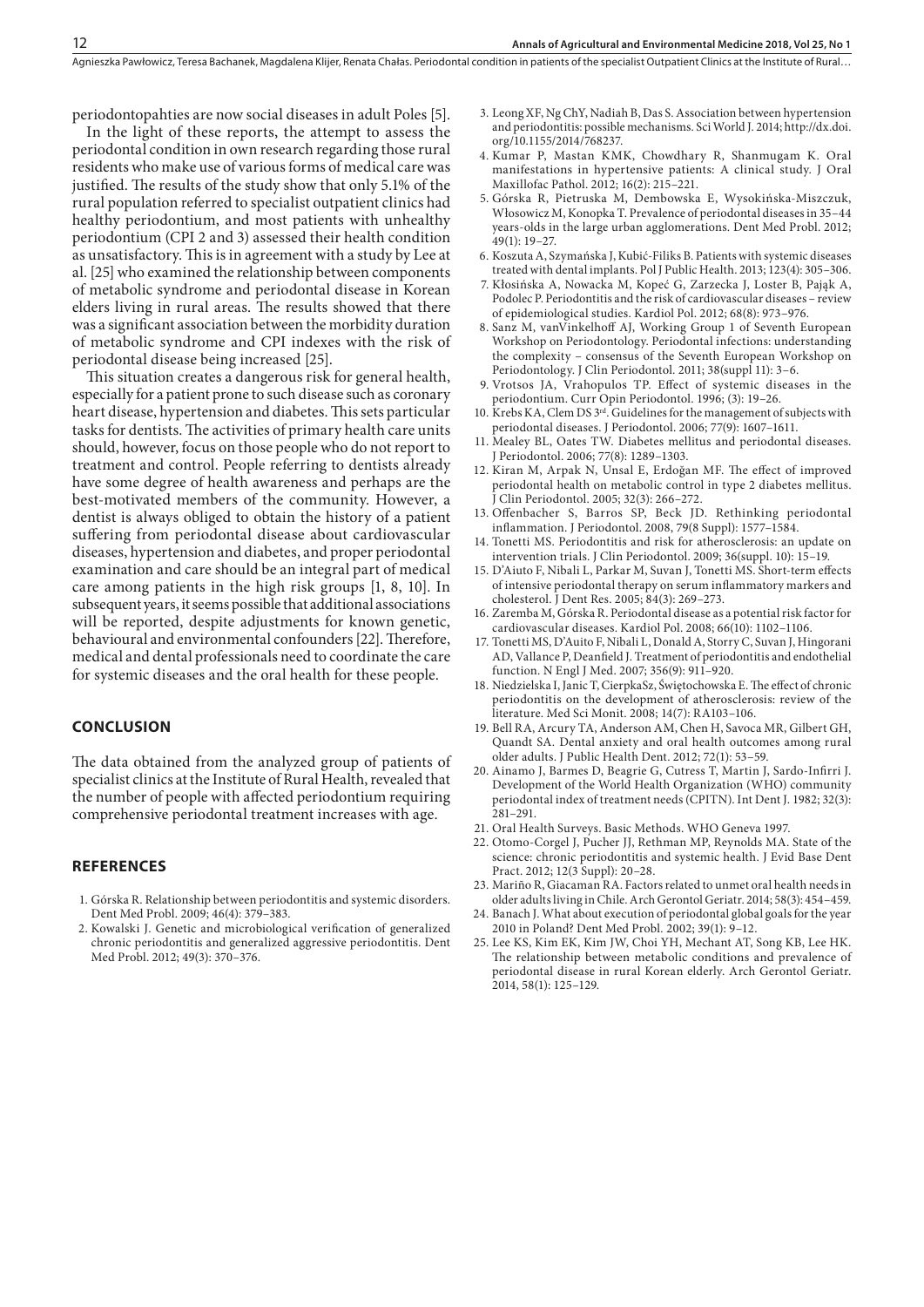periodontopahties are now social diseases in adult Poles [5].

In the light of these reports, the attempt to assess the periodontal condition in own research regarding those rural residents who make use of various forms of medical care was justified. The results of the study show that only 5.1% of the rural population referred to specialist outpatient clinics had healthy periodontium, and most patients with unhealthy periodontium (CPI 2 and 3) assessed their health condition as unsatisfactory. This is in agreement with a study by Lee at al. [25] who examined the relationship between components of metabolic syndrome and periodontal disease in Korean elders living in rural areas. The results showed that there was a significant association between the morbidity duration of metabolic syndrome and CPI indexes with the risk of periodontal disease being increased [25].

This situation creates a dangerous risk for general health, especially for a patient prone to such disease such as coronary heart disease, hypertension and diabetes. This sets particular tasks for dentists. The activities of primary health care units should, however, focus on those people who do not report to treatment and control. People referring to dentists already have some degree of health awareness and perhaps are the best-motivated members of the community. However, a dentist is always obliged to obtain the history of a patient suffering from periodontal disease about cardiovascular diseases, hypertension and diabetes, and proper periodontal examination and care should be an integral part of medical care among patients in the high risk groups [1, 8, 10]. In subsequent years, it seems possible that additional associations will be reported, despite adjustments for known genetic, behavioural and environmental confounders [22]. Therefore, medical and dental professionals need to coordinate the care for systemic diseases and the oral health for these people.

## CONCLUSION

The data obtained from the analyzed group of patients of specialist clinics at the Institute of Rural Health, revealed that the number of people with affected periodontium requiring comprehensive periodontal treatment increases with age.

## REFERENCES

1. Górska R. Relationship between periodontitis and systemic disorders. Dent Med Probl. 2009; 46(4): 379–383.
2. Kowalski J. Genetic and microbiological verification of generalized chronic periodontitis and generalized aggressive periodontitis. Dent Med Probl. 2012; 49(3): 370–376.
3. Leong XF, Ng ChY, Nadiah B, Das S. Association between hypertension and periodontitis: possible mechanisms. Sci World J. 2014; http://dx.doi.org/10.1155/2014/768237.
4. Kumar P, Mastan KMK, Chowdhary R, Shanmugam K. Oral manifestations in hypertensive patients: A clinical study. J Oral Maxillofac Pathol. 2012; 16(2): 215–221.
5. Górska R, Pietruska M, Dembowska E, Wysokińska-Miszczuk, Włosowicz M, Konopka T. Prevalence of periodontal diseases in 35–44 years-olds in the large urban agglomerations. Dent Med Probl. 2012; 49(1): 19–27.
6. Koszuta A, Szymańska J, Kubić-Filiks B. Patients with systemic diseases treated with dental implants. Pol J Public Health. 2013; 123(4): 305–306.
7. Kłosińska A, Nowacka M, Kopeć G, Zarzecka J, Loster B, Pająk A, Podolec P. Periodontitis and the risk of cardiovascular diseases – review of epidemiological studies. Kardiol Pol. 2012; 68(8): 973–976.
8. Sanz M, vanVinkelhoff AJ, Working Group 1 of Seventh European Workshop on Periodontology. Periodontal infections: understanding the complexity – consensus of the Seventh European Workshop on Periodontology. J Clin Periodontol. 2011; 38(suppl 11): 3–6.
9. Vrotsos JA, Vrahopulos TP. Effect of systemic diseases in the periodontium. Curr Opin Periodontol. 1996; (3): 19–26.
10. Krebs KA, Clem DS 3rd. Guidelines for the management of subjects with periodontal diseases. J Periodontol. 2006; 77(9): 1607–1611.
11. Mealey BL, Oates TW. Diabetes mellitus and periodontal diseases. J Periodontol. 2006; 77(8): 1289–1303.
12. Kiran M, Arpak N, Unsal E, Erdoğan MF. The effect of improved periodontal health on metabolic control in type 2 diabetes mellitus. J Clin Periodontol. 2005; 32(3): 266–272.
13. Offenbacher S, Barros SP, Beck JD. Rethinking periodontal inflammation. J Periodontol. 2008, 79(8 Suppl): 1577–1584.
14. Tonetti MS. Periodontitis and risk for atherosclerosis: an update on intervention trials. J Clin Periodontol. 2009; 36(suppl. 10): 15–19.
15. D'Aiuto F, Nibali L, Parkar M, Suvan J, Tonetti MS. Short-term effects of intensive periodontal therapy on serum inflammatory markers and cholesterol. J Dent Res. 2005; 84(3): 269–273.
16. Zaremba M, Górska R. Periodontal disease as a potential risk factor for cardiovascular diseases. Kardiol Pol. 2008; 66(10): 1102–1106.
17. Tonetti MS, D'Auito F, Nibali L, Donald A, Storry C, Suvan J, Hingorani AD, Vallance P, Deanfield J. Treatment of periodontitis and endothelial function. N Engl J Med. 2007; 356(9): 911–920.
18. Niedzielska I, Janic T, CierpkaSz, Świętochowska E. The effect of chronic periodontitis on the development of atherosclerosis: review of the literature. Med Sci Monit. 2008; 14(7): RA103–106.
19. Bell RA, Arcury TA, Anderson AM, Chen H, Savoca MR, Gilbert GH, Quandt SA. Dental anxiety and oral health outcomes among rural older adults. J Public Health Dent. 2012; 72(1): 53–59.
20. Ainamo J, Barmes D, Beagrie G, Cutress T, Martin J, Sardo-Infirri J. Development of the World Health Organization (WHO) community periodontal index of treatment needs (CPITN). Int Dent J. 1982; 32(3): 281–291.
21. Oral Health Surveys. Basic Methods. WHO Geneva 1997.
22. Otomo-Corgel J, Pucher JJ, Rethman MP, Reynolds MA. State of the science: chronic periodontitis and systemic health. J Evid Base Dent Pract. 2012; 12(3 Suppl): 20–28.
23. Mariño R, Giacaman RA. Factors related to unmet oral health needs in older adults living in Chile. Arch Gerontol Geriatr. 2014; 58(3): 454–459.
24. Banach J. What about execution of periodontal global goals for the year 2010 in Poland? Dent Med Probl. 2002; 39(1): 9–12.
25. Lee KS, Kim EK, Kim JW, Choi YH, Mechant AT, Song KB, Lee HK. The relationship between metabolic conditions and prevalence of periodontal disease in rural Korean elderly. Arch Gerontol Geriatr. 2014, 58(1): 125–129.